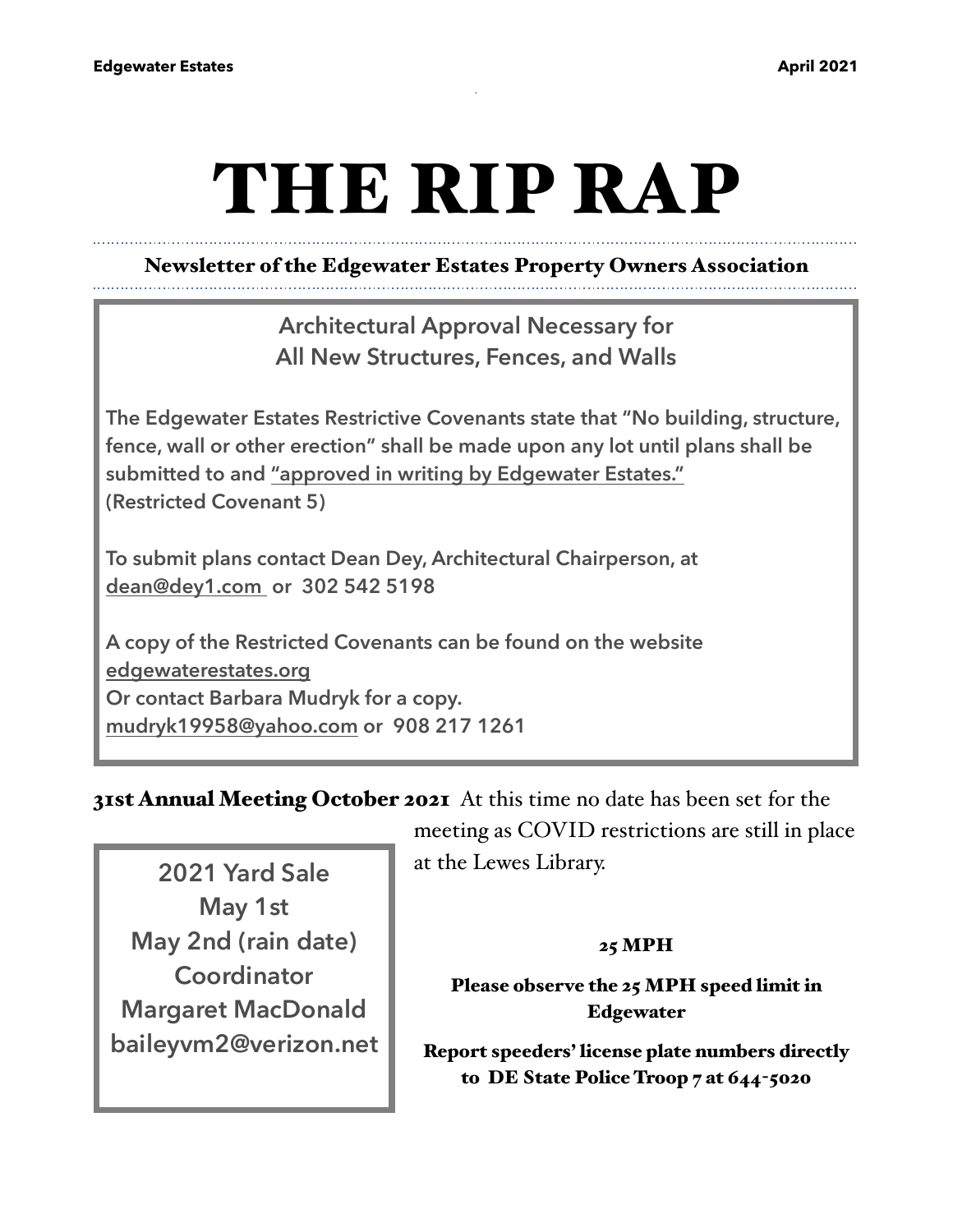# THE RIP RAP

**Newsletter of the Edgewater Estates Property Owners Association**

## Architectual Approval Necessary for All New Structures, Fences, and Walls

**The Edgewater Estates Restrictive Covenants state that "No building, structure, fence, wall or other erection" shall be made upon any lot until plans shall be submitted to and "approved in writing by Edgewater Estates." (Restricted Covenant 5)**

**To submit plans contact Dean Dey, Architectural Chairperson, at dean@dey1.com or 302 542 5198**

**A copy of the Restricted Covenants can be found on the website edgewaterestates.org**
**Or contact Barbara Mudryk for a copy.**
**mudryk19958@yahoo.com or 908 217 1261**

**31st Annual Meeting October 2021** At this time no date has been set for the meeting as COVID restrictions are still in place at the Lewes Library.

**2021 Yard Sale**
**May 1st**
**May 2nd (rain date)**
**Coordinator**
**Margaret MacDonald**
**baileyvm2@verizon.net**

**25 MPH**

**Please observe the 25 MPH speed limit in Edgewater**

**Report speeders' license plate numbers directly to DE State Police Troop 7 at 644-5020**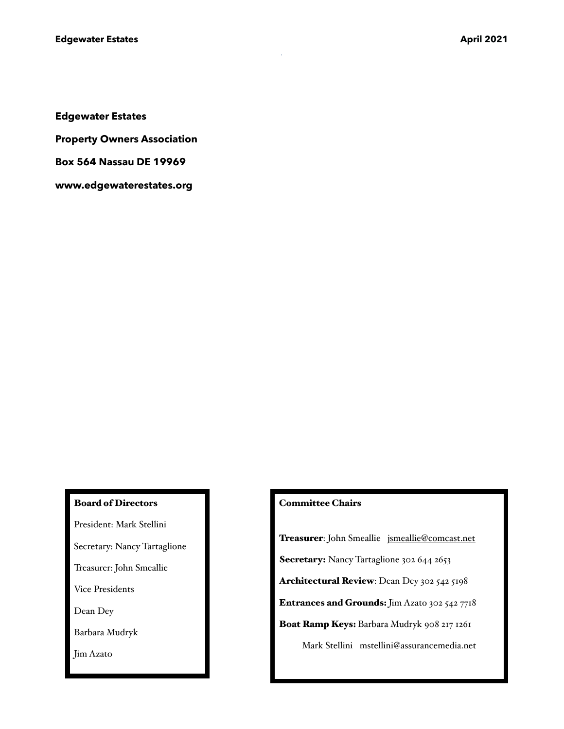**Edgewater Estates**

**Property Owners Association**

**Box 564 Nassau DE 19969**

**www.edgewaterestates.org**

**Board of Directors**

President: Mark Stellini

Secretary: Nancy Tartaglione

Treasurer: John Smeallie

Vice Presidents

Dean Dey

Barbara Mudryk

Jim Azato

**Committee Chairs**

**Treasurer**: John Smeallie jsmeallie@comcast.net

**Secretary:** Nancy Tartaglione 302 644 2653

**Architectural Review**: Dean Dey 302 542 5198

**Entrances and Grounds:** Jim Azato 302 542 7718

**Boat Ramp Keys:** Barbara Mudryk 908 217 1261

Mark Stellini mstellini@assurancemedia.net